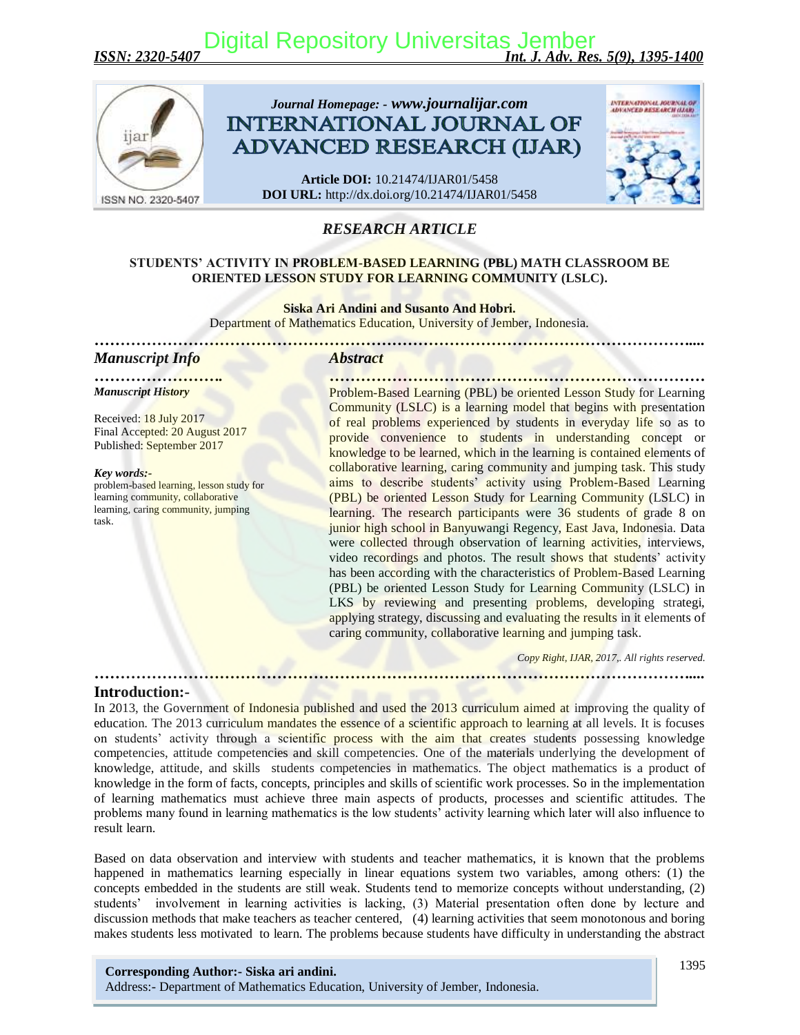*Journal Homepage: - www.journalijar.com*

# INTERNATIONAL JOURNAL OF ADVANCED RESEARCH (IJAR)

**Article DOI:** 10.21474/IJAR01/5458
**DOI URL:** http://dx.doi.org/10.21474/IJAR01/5458

*RESEARCH ARTICLE*

## STUDENTS' ACTIVITY IN PROBLEM-BASED LEARNING (PBL) MATH CLASSROOM BE ORIENTED LESSON STUDY FOR LEARNING COMMUNITY (LSLC).

**Siska Ari Andini and Susanto And Hobri.**
Department of Mathematics Education, University of Jember, Indonesia.

### Manuscript Info

***Manuscript History***

Received: 18 July 2017
Final Accepted: 20 August 2017
Published: September 2017

***Key words:-***
problem-based learning, lesson study for learning community, collaborative learning, caring community, jumping task.

### Abstract

Problem-Based Learning (PBL) be oriented Lesson Study for Learning Community (LSLC) is a learning model that begins with presentation of real problems experienced by students in everyday life so as to provide convenience to students in understanding concept or knowledge to be learned, which in the learning is contained elements of collaborative learning, caring community and jumping task. This study aims to describe students' activity using Problem-Based Learning (PBL) be oriented Lesson Study for Learning Community (LSLC) in learning. The research participants were 36 students of grade 8 on junior high school in Banyuwangi Regency, East Java, Indonesia. Data were collected through observation of learning activities, interviews, video recordings and photos. The result shows that students' activity has been according with the characteristics of Problem-Based Learning (PBL) be oriented Lesson Study for Learning Community (LSLC) in LKS by reviewing and presenting problems, developing strategi, applying strategy, discussing and evaluating the results in it elements of caring community, collaborative learning and jumping task.

*Copy Right, IJAR, 2017,. All rights reserved.*

## Introduction:-

In 2013, the Government of Indonesia published and used the 2013 curriculum aimed at improving the quality of education. The 2013 curriculum mandates the essence of a scientific approach to learning at all levels. It is focuses on students' activity through a scientific process with the aim that creates students possessing knowledge competencies, attitude competencies and skill competencies. One of the materials underlying the development of knowledge, attitude, and skills students competencies in mathematics. The object mathematics is a product of knowledge in the form of facts, concepts, principles and skills of scientific work processes. So in the implementation of learning mathematics must achieve three main aspects of products, processes and scientific attitudes. The problems many found in learning mathematics is the low students' activity learning which later will also influence to result learn.

Based on data observation and interview with students and teacher mathematics, it is known that the problems happened in mathematics learning especially in linear equations system two variables, among others: (1) the concepts embedded in the students are still weak. Students tend to memorize concepts without understanding, (2) students' involvement in learning activities is lacking, (3) Material presentation often done by lecture and discussion methods that make teachers as teacher centered, (4) learning activities that seem monotonous and boring makes students less motivated to learn. The problems because students have difficulty in understanding the abstract

**Corresponding Author:- Siska ari andini.**
Address:- Department of Mathematics Education, University of Jember, Indonesia.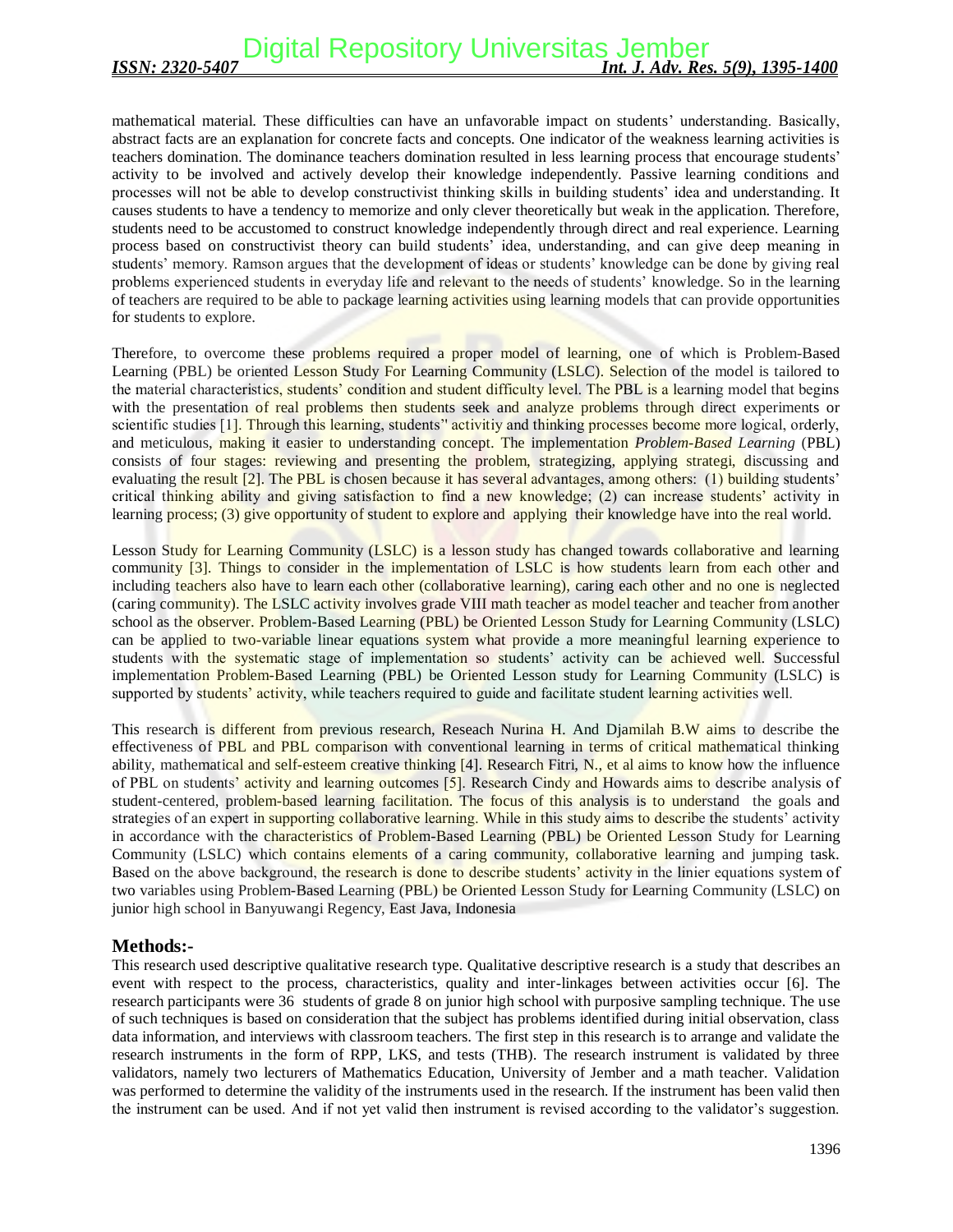mathematical material. These difficulties can have an unfavorable impact on students' understanding. Basically, abstract facts are an explanation for concrete facts and concepts. One indicator of the weakness learning activities is teachers domination. The dominance teachers domination resulted in less learning process that encourage students' activity to be involved and actively develop their knowledge independently. Passive learning conditions and processes will not be able to develop constructivist thinking skills in building students' idea and understanding. It causes students to have a tendency to memorize and only clever theoretically but weak in the application. Therefore, students need to be accustomed to construct knowledge independently through direct and real experience. Learning process based on constructivist theory can build students' idea, understanding, and can give deep meaning in students' memory. Ramson argues that the development of ideas or students' knowledge can be done by giving real problems experienced students in everyday life and relevant to the needs of students' knowledge. So in the learning of teachers are required to be able to package learning activities using learning models that can provide opportunities for students to explore.

Therefore, to overcome these problems required a proper model of learning, one of which is Problem-Based Learning (PBL) be oriented Lesson Study For Learning Community (LSLC). Selection of the model is tailored to the material characteristics, students' condition and student difficulty level. The PBL is a learning model that begins with the presentation of real problems then students seek and analyze problems through direct experiments or scientific studies [1]. Through this learning, students'' activitiy and thinking processes become more logical, orderly, and meticulous, making it easier to understanding concept. The implementation *Problem-Based Learning* (PBL) consists of four stages: reviewing and presenting the problem, strategizing, applying strategi, discussing and evaluating the result [2]. The PBL is chosen because it has several advantages, among others: (1) building students' critical thinking ability and giving satisfaction to find a new knowledge; (2) can increase students' activity in learning process; (3) give opportunity of student to explore and applying their knowledge have into the real world.

Lesson Study for Learning Community (LSLC) is a lesson study has changed towards collaborative and learning community [3]. Things to consider in the implementation of LSLC is how students learn from each other and including teachers also have to learn each other (collaborative learning), caring each other and no one is neglected (caring community). The LSLC activity involves grade VIII math teacher as model teacher and teacher from another school as the observer. Problem-Based Learning (PBL) be Oriented Lesson Study for Learning Community (LSLC) can be applied to two-variable linear equations system what provide a more meaningful learning experience to students with the systematic stage of implementation so students' activity can be achieved well. Successful implementation Problem-Based Learning (PBL) be Oriented Lesson study for Learning Community (LSLC) is supported by students' activity, while teachers required to guide and facilitate student learning activities well.

This research is different from previous research, Reseach Nurina H. And Djamilah B.W aims to describe the effectiveness of PBL and PBL comparison with conventional learning in terms of critical mathematical thinking ability, mathematical and self-esteem creative thinking [4]. Research Fitri, N., et al aims to know how the influence of PBL on students' activity and learning outcomes [5]. Research Cindy and Howards aims to describe analysis of student-centered, problem-based learning facilitation. The focus of this analysis is to understand the goals and strategies of an expert in supporting collaborative learning. While in this study aims to describe the students' activity in accordance with the characteristics of Problem-Based Learning (PBL) be Oriented Lesson Study for Learning Community (LSLC) which contains elements of a caring community, collaborative learning and jumping task. Based on the above background, the research is done to describe students' activity in the linier equations system of two variables using Problem-Based Learning (PBL) be Oriented Lesson Study for Learning Community (LSLC) on junior high school in Banyuwangi Regency, East Java, Indonesia

## Methods:-

This research used descriptive qualitative research type. Qualitative descriptive research is a study that describes an event with respect to the process, characteristics, quality and inter-linkages between activities occur [6]. The research participants were 36 students of grade 8 on junior high school with purposive sampling technique. The use of such techniques is based on consideration that the subject has problems identified during initial observation, class data information, and interviews with classroom teachers. The first step in this research is to arrange and validate the research instruments in the form of RPP, LKS, and tests (THB). The research instrument is validated by three validators, namely two lecturers of Mathematics Education, University of Jember and a math teacher. Validation was performed to determine the validity of the instruments used in the research. If the instrument has been valid then the instrument can be used. And if not yet valid then instrument is revised according to the validator's suggestion.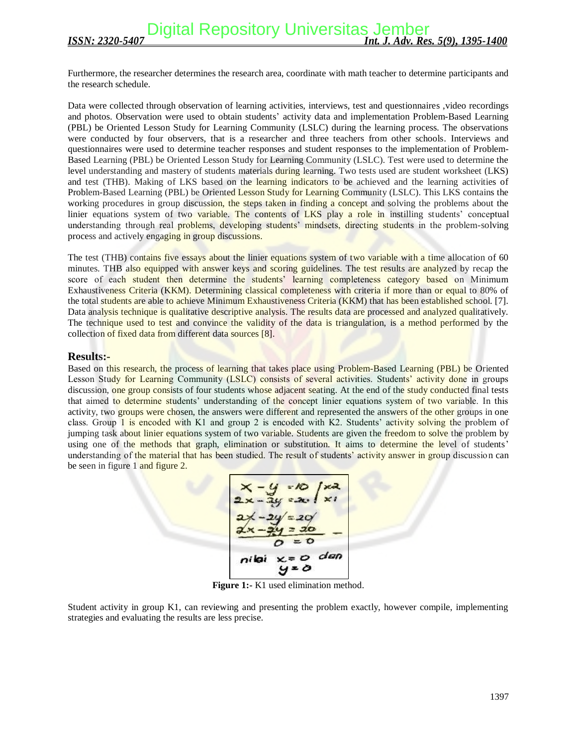Furthermore, the researcher determines the research area, coordinate with math teacher to determine participants and the research schedule.

Data were collected through observation of learning activities, interviews, test and questionnaires ,video recordings and photos. Observation were used to obtain students' activity data and implementation Problem-Based Learning (PBL) be Oriented Lesson Study for Learning Community (LSLC) during the learning process. The observations were conducted by four observers, that is a researcher and three teachers from other schools. Interviews and questionnaires were used to determine teacher responses and student responses to the implementation of Problem-Based Learning (PBL) be Oriented Lesson Study for Learning Community (LSLC). Test were used to determine the level understanding and mastery of students materials during learning. Two tests used are student worksheet (LKS) and test (THB). Making of LKS based on the learning indicators to be achieved and the learning activities of Problem-Based Learning (PBL) be Oriented Lesson Study for Learning Community (LSLC). This LKS contains the working procedures in group discussion, the steps taken in finding a concept and solving the problems about the linier equations system of two variable. The contents of LKS play a role in instilling students' conceptual understanding through real problems, developing students' mindsets, directing students in the problem-solving process and actively engaging in group discussions.

The test (THB) contains five essays about the linier equations system of two variable with a time allocation of 60 minutes. THB also equipped with answer keys and scoring guidelines. The test results are analyzed by recap the score of each student then determine the students' learning completeness category based on Minimum Exhaustiveness Criteria (KKM). Determining classical completeness with criteria if more than or equal to 80% of the total students are able to achieve Minimum Exhaustiveness Criteria (KKM) that has been established school. [7]. Data analysis technique is qualitative descriptive analysis. The results data are processed and analyzed qualitatively. The technique used to test and convince the validity of the data is triangulation, is a method performed by the collection of fixed data from different data sources [8].

## Results:-

Based on this research, the process of learning that takes place using Problem-Based Learning (PBL) be Oriented Lesson Study for Learning Community (LSLC) consists of several activities. Students' activity done in groups discussion, one group consists of four students whose adjacent seating. At the end of the study conducted final tests that aimed to determine students' understanding of the concept linier equations system of two variable. In this activity, two groups were chosen, the answers were different and represented the answers of the other groups in one class. Group 1 is encoded with K1 and group 2 is encoded with K2. Students' activity solving the problem of jumping task about linier equations system of two variable. Students are given the freedom to solve the problem by using one of the methods that graph, elimination or substitution. It aims to determine the level of students' understanding of the material that has been studied. The result of students' activity answer in group discussion can be seen in figure 1 and figure 2.

**Figure 1:-** K1 used elimination method.

Student activity in group K1, can reviewing and presenting the problem exactly, however compile, implementing strategies and evaluating the results are less precise.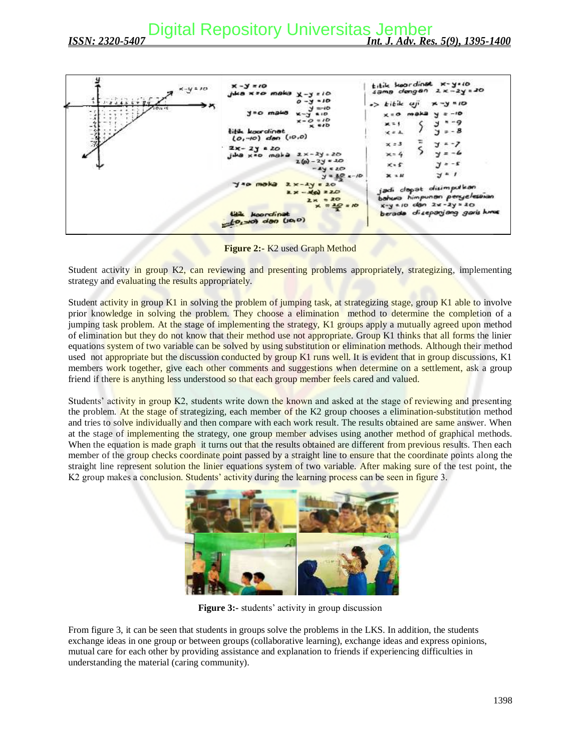**Figure 2:-** K2 used Graph Method

Student activity in group K2, can reviewing and presenting problems appropriately, strategizing, implementing strategy and evaluating the results appropriately.

Student activity in group K1 in solving the problem of jumping task, at strategizing stage, group K1 able to involve prior knowledge in solving the problem. They choose a elimination method to determine the completion of a jumping task problem. At the stage of implementing the strategy, K1 groups apply a mutually agreed upon method of elimination but they do not know that their method use not appropriate. Group K1 thinks that all forms the linier equations system of two variable can be solved by using substitution or elimination methods. Although their method used not appropriate but the discussion conducted by group K1 runs well. It is evident that in group discussions, K1 members work together, give each other comments and suggestions when determine on a settlement, ask a group friend if there is anything less understood so that each group member feels cared and valued.

Students' activity in group K2, students write down the known and asked at the stage of reviewing and presenting the problem. At the stage of strategizing, each member of the K2 group chooses a elimination-substitution method and tries to solve individually and then compare with each work result. The results obtained are same answer. When at the stage of implementing the strategy, one group member advises using another method of graphical methods. When the equation is made graph it turns out that the results obtained are different from previous results. Then each member of the group checks coordinate point passed by a straight line to ensure that the coordinate points along the straight line represent solution the linier equations system of two variable. After making sure of the test point, the K2 group makes a conclusion. Students' activity during the learning process can be seen in figure 3.

**Figure 3:-** students' activity in group discussion

From figure 3, it can be seen that students in groups solve the problems in the LKS. In addition, the students exchange ideas in one group or between groups (collaborative learning), exchange ideas and express opinions, mutual care for each other by providing assistance and explanation to friends if experiencing difficulties in understanding the material (caring community).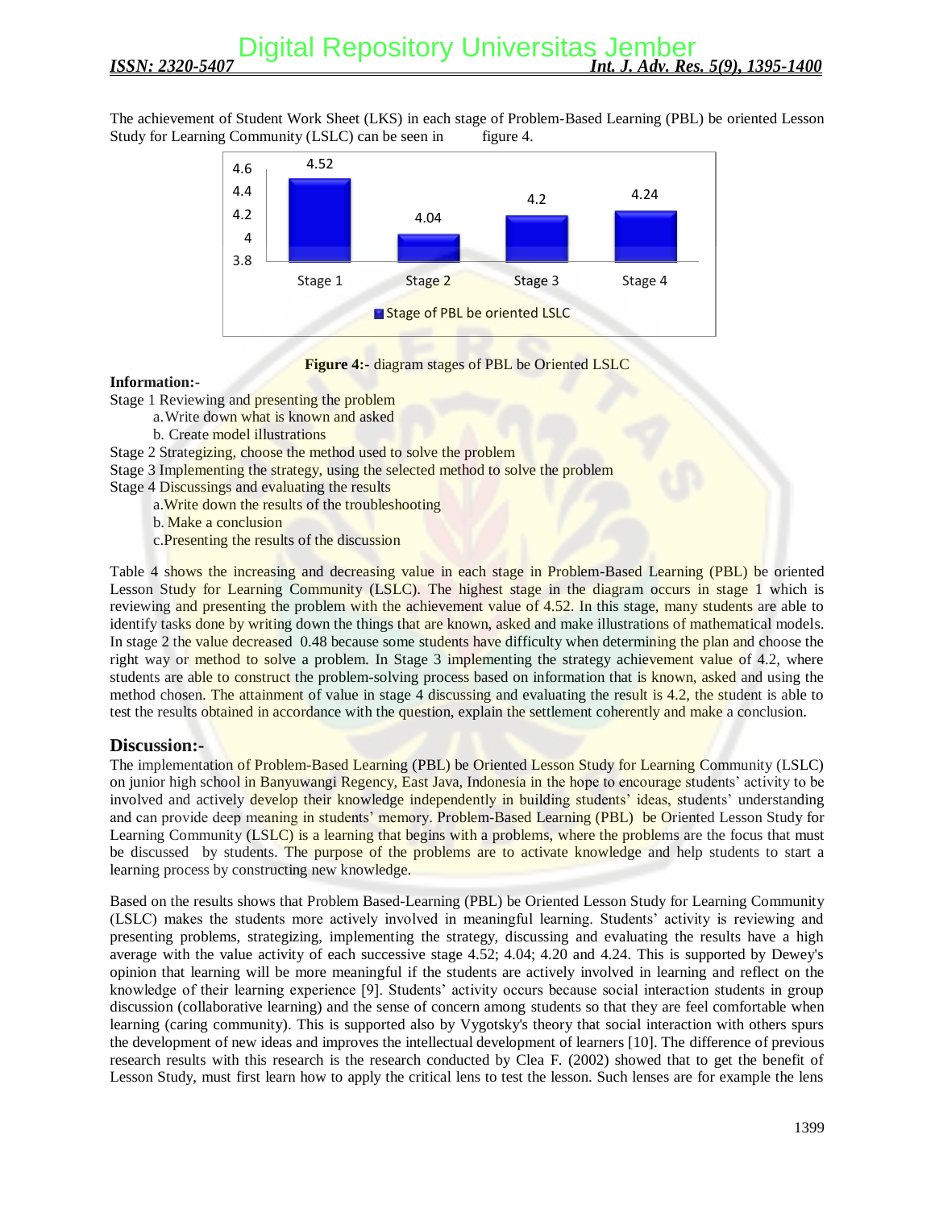The achievement of Student Work Sheet (LKS) in each stage of Problem-Based Learning (PBL) be oriented Lesson Study for Learning Community (LSLC) can be seen in figure 4.

**Figure 4:-** diagram stages of PBL be Oriented LSLC

**Information:-**

Stage 1 Reviewing and presenting the problem

a. Write down what is known and asked

b. Create model illustrations

Stage 2 Strategizing, choose the method used to solve the problem

Stage 3 Implementing the strategy, using the selected method to solve the problem

Stage 4 Discussings and evaluating the results

a. Write down the results of the troubleshooting

b. Make a conclusion

c. Presenting the results of the discussion

Table 4 shows the increasing and decreasing value in each stage in Problem-Based Learning (PBL) be oriented Lesson Study for Learning Community (LSLC). The highest stage in the diagram occurs in stage 1 which is reviewing and presenting the problem with the achievement value of 4.52. In this stage, many students are able to identify tasks done by writing down the things that are known, asked and make illustrations of mathematical models. In stage 2 the value decreased 0.48 because some students have difficulty when determining the plan and choose the right way or method to solve a problem. In Stage 3 implementing the strategy achievement value of 4.2, where students are able to construct the problem-solving process based on information that is known, asked and using the method chosen. The attainment of value in stage 4 discussing and evaluating the result is 4.2, the student is able to test the results obtained in accordance with the question, explain the settlement coherently and make a conclusion.

## Discussion:-

The implementation of Problem-Based Learning (PBL) be Oriented Lesson Study for Learning Community (LSLC) on junior high school in Banyuwangi Regency, East Java, Indonesia in the hope to encourage students' activity to be involved and actively develop their knowledge independently in building students' ideas, students' understanding and can provide deep meaning in students' memory. Problem-Based Learning (PBL) be Oriented Lesson Study for Learning Community (LSLC) is a learning that begins with a problems, where the problems are the focus that must be discussed by students. The purpose of the problems are to activate knowledge and help students to start a learning process by constructing new knowledge.

Based on the results shows that Problem Based-Learning (PBL) be Oriented Lesson Study for Learning Community (LSLC) makes the students more actively involved in meaningful learning. Students' activity is reviewing and presenting problems, strategizing, implementing the strategy, discussing and evaluating the results have a high average with the value activity of each successive stage 4.52; 4.04; 4.20 and 4.24. This is supported by Dewey's opinion that learning will be more meaningful if the students are actively involved in learning and reflect on the knowledge of their learning experience [9]. Students' activity occurs because social interaction students in group discussion (collaborative learning) and the sense of concern among students so that they are feel comfortable when learning (caring community). This is supported also by Vygotsky's theory that social interaction with others spurs the development of new ideas and improves the intellectual development of learners [10]. The difference of previous research results with this research is the research conducted by Clea F. (2002) showed that to get the benefit of Lesson Study, must first learn how to apply the critical lens to test the lesson. Such lenses are for example the lens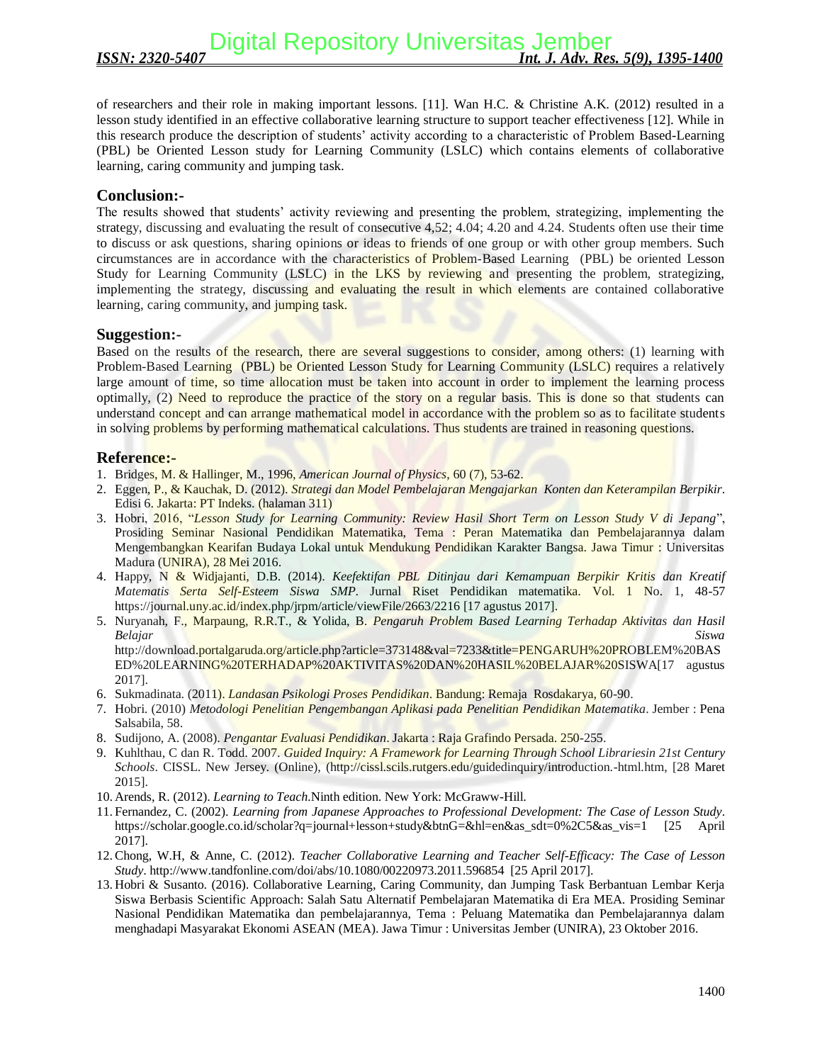of researchers and their role in making important lessons. [11]. Wan H.C. & Christine A.K. (2012) resulted in a lesson study identified in an effective collaborative learning structure to support teacher effectiveness [12]. While in this research produce the description of students' activity according to a characteristic of Problem Based-Learning (PBL) be Oriented Lesson study for Learning Community (LSLC) which contains elements of collaborative learning, caring community and jumping task.

## Conclusion:-

The results showed that students' activity reviewing and presenting the problem, strategizing, implementing the strategy, discussing and evaluating the result of consecutive 4,52; 4.04; 4.20 and 4.24. Students often use their time to discuss or ask questions, sharing opinions or ideas to friends of one group or with other group members. Such circumstances are in accordance with the characteristics of Problem-Based Learning (PBL) be oriented Lesson Study for Learning Community (LSLC) in the LKS by reviewing and presenting the problem, strategizing, implementing the strategy, discussing and evaluating the result in which elements are contained collaborative learning, caring community, and jumping task.

## Suggestion:-

Based on the results of the research, there are several suggestions to consider, among others: (1) learning with Problem-Based Learning (PBL) be Oriented Lesson Study for Learning Community (LSLC) requires a relatively large amount of time, so time allocation must be taken into account in order to implement the learning process optimally, (2) Need to reproduce the practice of the story on a regular basis. This is done so that students can understand concept and can arrange mathematical model in accordance with the problem so as to facilitate students in solving problems by performing mathematical calculations. Thus students are trained in reasoning questions.

## Reference:-

1. Bridges, M. & Hallinger, M., 1996, *American Journal of Physics*, 60 (7), 53-62.
2. Eggen, P., & Kauchak, D. (2012). *Strategi dan Model Pembelajaran Mengajarkan Konten dan Keterampilan Berpikir*. Edisi 6. Jakarta: PT Indeks. (halaman 311)
3. Hobri, 2016, "*Lesson Study for Learning Community: Review Hasil Short Term on Lesson Study V di Jepang*", Prosiding Seminar Nasional Pendidikan Matematika, Tema : Peran Matematika dan Pembelajarannya dalam Mengembangkan Kearifan Budaya Lokal untuk Mendukung Pendidikan Karakter Bangsa. Jawa Timur : Universitas Madura (UNIRA), 28 Mei 2016.
4. Happy, N & Widjajanti, D.B. (2014). *Keefektifan PBL Ditinjau dari Kemampuan Berpikir Kritis dan Kreatif Matematis Serta Self-Esteem Siswa SMP*. Jurnal Riset Pendidikan matematika. Vol. 1 No. 1, 48-57 https://journal.uny.ac.id/index.php/jrpm/article/viewFile/2663/2216 [17 agustus 2017].
5. Nuryanah, F., Marpaung, R.R.T., & Yolida, B. *Pengaruh Problem Based Learning Terhadap Aktivitas dan Hasil Belajar Siswa* http://download.portalgaruda.org/article.php?article=373148&val=7233&title=PENGARUH%20PROBLEM%20BASED%20LEARNING%20TERHADAP%20AKTIVITAS%20DAN%20HASIL%20BELAJAR%20SISWA[17 agustus 2017].
6. Sukmadinata. (2011). *Landasan Psikologi Proses Pendidikan*. Bandung: Remaja Rosdakarya, 60-90.
7. Hobri. (2010) *Metodologi Penelitian Pengembangan Aplikasi pada Penelitian Pendidikan Matematika*. Jember : Pena Salsabila, 58.
8. Sudijono, A. (2008). *Pengantar Evaluasi Pendidikan*. Jakarta : Raja Grafindo Persada. 250-255.
9. Kuhlthau, C dan R. Todd. 2007. *Guided Inquiry: A Framework for Learning Through School Librariesin 21st Century Schools*. CISSL. New Jersey. (Online), (http://cissl.scils.rutgers.edu/guidedinquiry/introduction.-html.htm, [28 Maret 2015].
10. Arends, R. (2012). *Learning to Teach*.Ninth edition. New York: McGraww-Hill.
11. Fernandez, C. (2002). *Learning from Japanese Approaches to Professional Development: The Case of Lesson Study*. https://scholar.google.co.id/scholar?q=journal+lesson+study&btnG=&hl=en&as_sdt=0%2C5&as_vis=1 [25 April 2017].
12. Chong, W.H, & Anne, C. (2012). *Teacher Collaborative Learning and Teacher Self-Efficacy: The Case of Lesson Study*. http://www.tandfonline.com/doi/abs/10.1080/00220973.2011.596854 [25 April 2017].
13. Hobri & Susanto. (2016). Collaborative Learning, Caring Community, dan Jumping Task Berbantuan Lembar Kerja Siswa Berbasis Scientific Approach: Salah Satu Alternatif Pembelajaran Matematika di Era MEA. Prosiding Seminar Nasional Pendidikan Matematika dan pembelajarannya, Tema : Peluang Matematika dan Pembelajarannya dalam menghadapi Masyarakat Ekonomi ASEAN (MEA). Jawa Timur : Universitas Jember (UNIRA), 23 Oktober 2016.